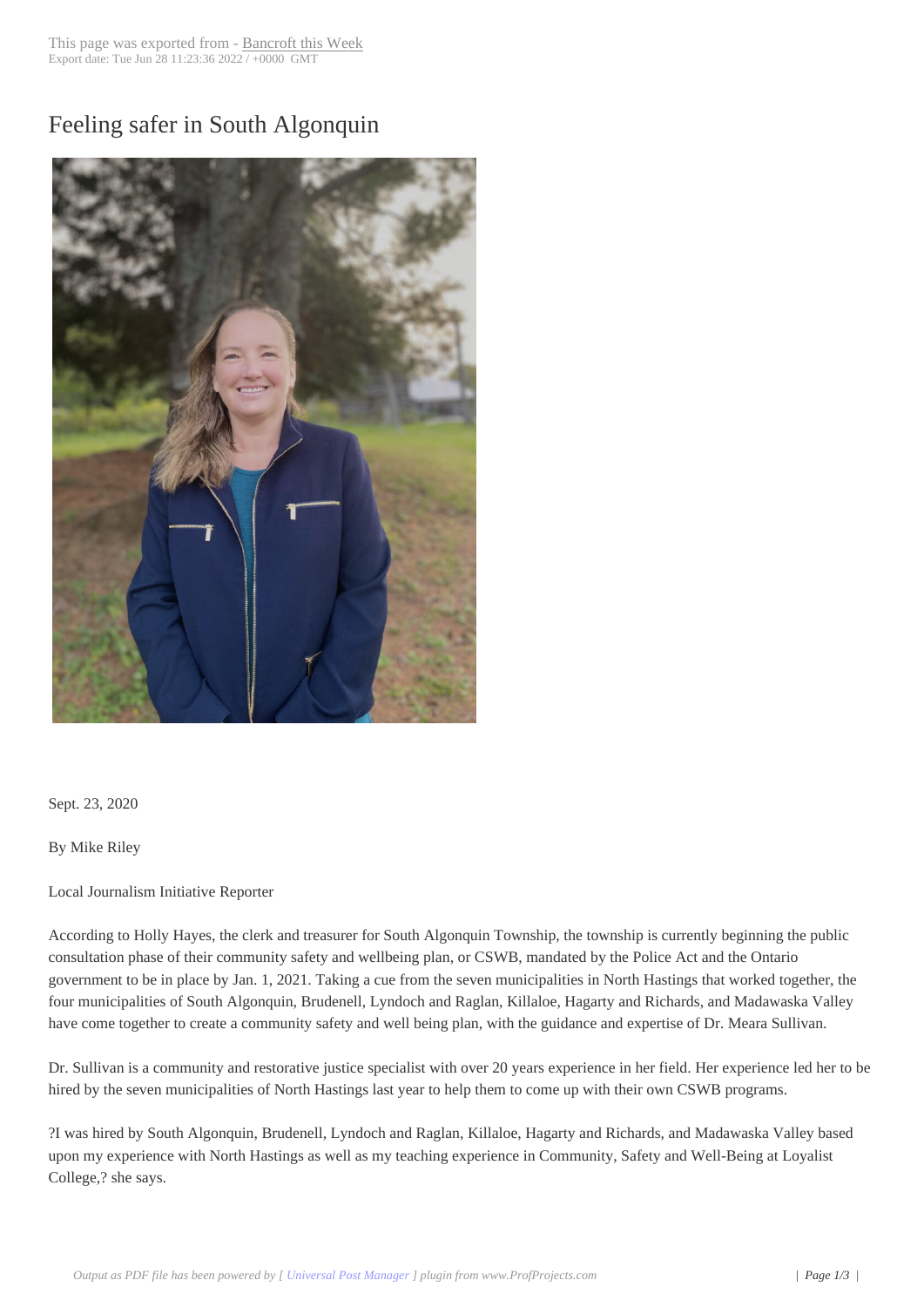# Feeling safer in South Algonquin

Sept. 23, 2020

By Mike Riley

Local Journalism Initiative Reporter

According to Holly Hayes, the clerk and treasurer for South Algonquin Township, the township is currently beginning the public consultation phase of their community safety and wellbeing plan, or CSWB, mandated by the Police Act and the Ontario government to be in place by Jan. 1, 2021. Taking a cue from the seven municipalities in North Hastings that worked together, the four municipalities of South Algonquin, Brudenell, Lyndoch and Raglan, Killaloe, Hagarty and Richards, and Madawaska Valley have come together to create a community safety and well being plan, with the guidance and expertise of Dr. Meara Sullivan.

Dr. Sullivan is a community and restorative justice specialist with over 20 years experience in her field. Her experience led her to be hired by the seven municipalities of North Hastings last year to help them to come up with their own CSWB programs.

?I was hired by South Algonquin, Brudenell, Lyndoch and Raglan, Killaloe, Hagarty and Richards, and Madawaska Valley based upon my experience with North Hastings as well as my teaching experience in Community, Safety and Well-Being at Loyalist College,? she says.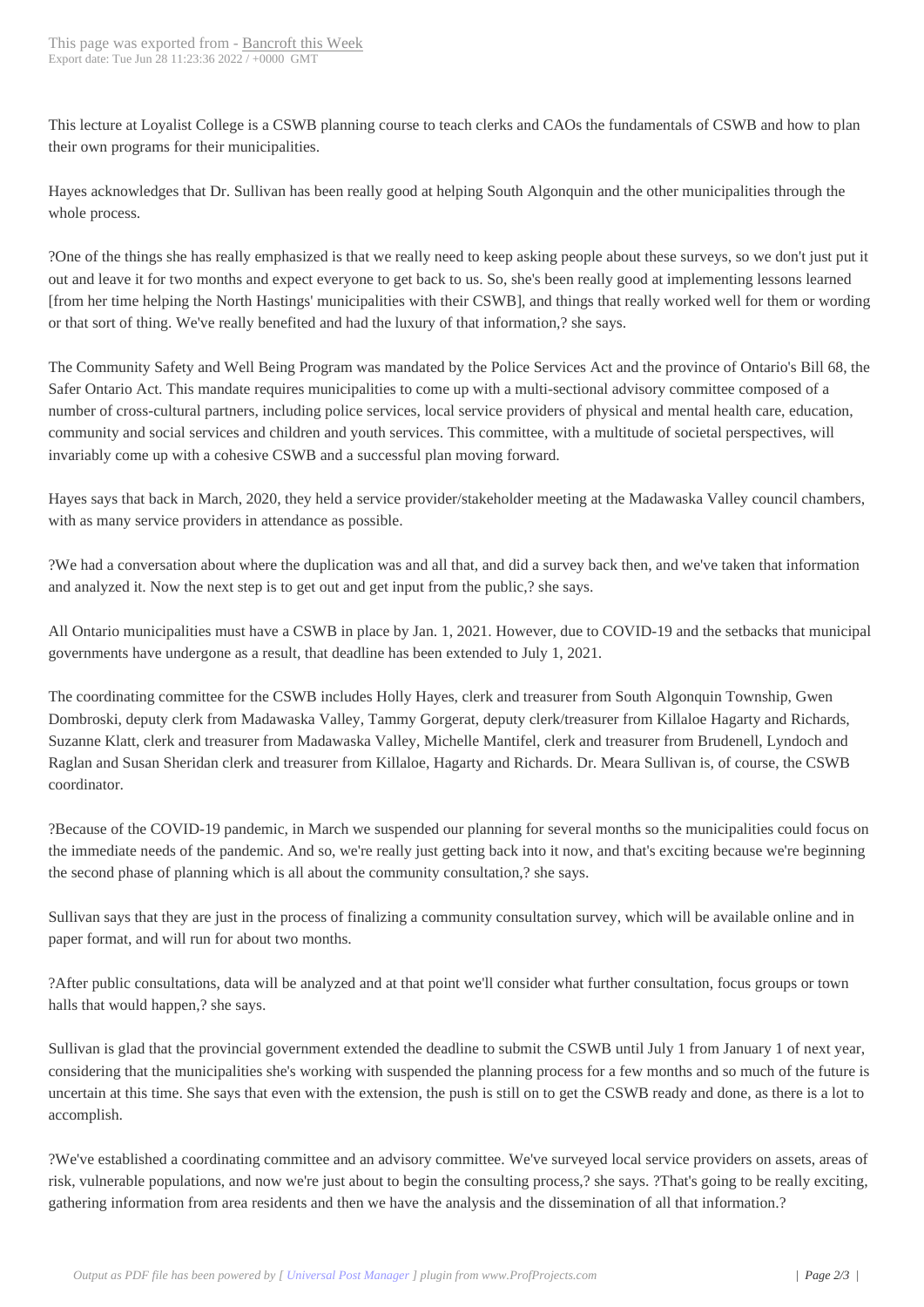This lecture at Loyalist College is a CSWB planning course to teach clerks and CAOs the fundamentals of CSWB and how to plan their own programs for their municipalities.

Hayes acknowledges that Dr. Sullivan has been really good at helping South Algonquin and the other municipalities through the whole process.

?One of the things she has really emphasized is that we really need to keep asking people about these surveys, so we don't just put it out and leave it for two months and expect everyone to get back to us. So, she's been really good at implementing lessons learned [from her time helping the North Hastings' municipalities with their CSWB], and things that really worked well for them or wording or that sort of thing. We've really benefited and had the luxury of that information,? she says.

The Community Safety and Well Being Program was mandated by the Police Services Act and the province of Ontario's Bill 68, the Safer Ontario Act. This mandate requires municipalities to come up with a multi-sectional advisory committee composed of a number of cross-cultural partners, including police services, local service providers of physical and mental health care, education, community and social services and children and youth services. This committee, with a multitude of societal perspectives, will invariably come up with a cohesive CSWB and a successful plan moving forward.

Hayes says that back in March, 2020, they held a service provider/stakeholder meeting at the Madawaska Valley council chambers, with as many service providers in attendance as possible.

?We had a conversation about where the duplication was and all that, and did a survey back then, and we've taken that information and analyzed it. Now the next step is to get out and get input from the public,? she says.

All Ontario municipalities must have a CSWB in place by Jan. 1, 2021. However, due to COVID-19 and the setbacks that municipal governments have undergone as a result, that deadline has been extended to July 1, 2021.

The coordinating committee for the CSWB includes Holly Hayes, clerk and treasurer from South Algonquin Township, Gwen Dombroski, deputy clerk from Madawaska Valley, Tammy Gorgerat, deputy clerk/treasurer from Killaloe Hagarty and Richards, Suzanne Klatt, clerk and treasurer from Madawaska Valley, Michelle Mantifel, clerk and treasurer from Brudenell, Lyndoch and Raglan and Susan Sheridan clerk and treasurer from Killaloe, Hagarty and Richards. Dr. Meara Sullivan is, of course, the CSWB coordinator.

?Because of the COVID-19 pandemic, in March we suspended our planning for several months so the municipalities could focus on the immediate needs of the pandemic. And so, we're really just getting back into it now, and that's exciting because we're beginning the second phase of planning which is all about the community consultation,? she says.

Sullivan says that they are just in the process of finalizing a community consultation survey, which will be available online and in paper format, and will run for about two months.

?After public consultations, data will be analyzed and at that point we'll consider what further consultation, focus groups or town halls that would happen,? she says.

Sullivan is glad that the provincial government extended the deadline to submit the CSWB until July 1 from January 1 of next year, considering that the municipalities she's working with suspended the planning process for a few months and so much of the future is uncertain at this time. She says that even with the extension, the push is still on to get the CSWB ready and done, as there is a lot to accomplish.

?We've established a coordinating committee and an advisory committee. We've surveyed local service providers on assets, areas of risk, vulnerable populations, and now we're just about to begin the consulting process,? she says. ?That's going to be really exciting, gathering information from area residents and then we have the analysis and the dissemination of all that information.?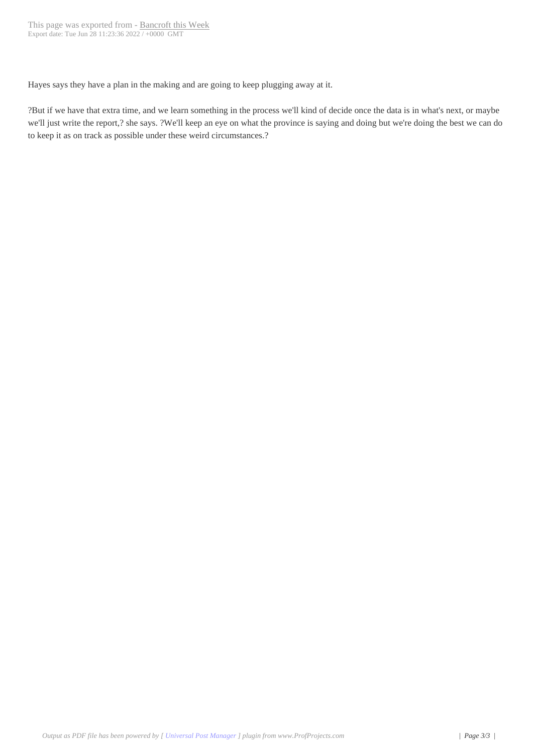Hayes says they have a plan in the making and are going to keep plugging away at it.

?But if we have that extra time, and we learn something in the process we'll kind of decide once the data is in what's next, or maybe we'll just write the report,? she says. ?We'll keep an eye on what the province is saying and doing but we're doing the best we can do to keep it as on track as possible under these weird circumstances.?